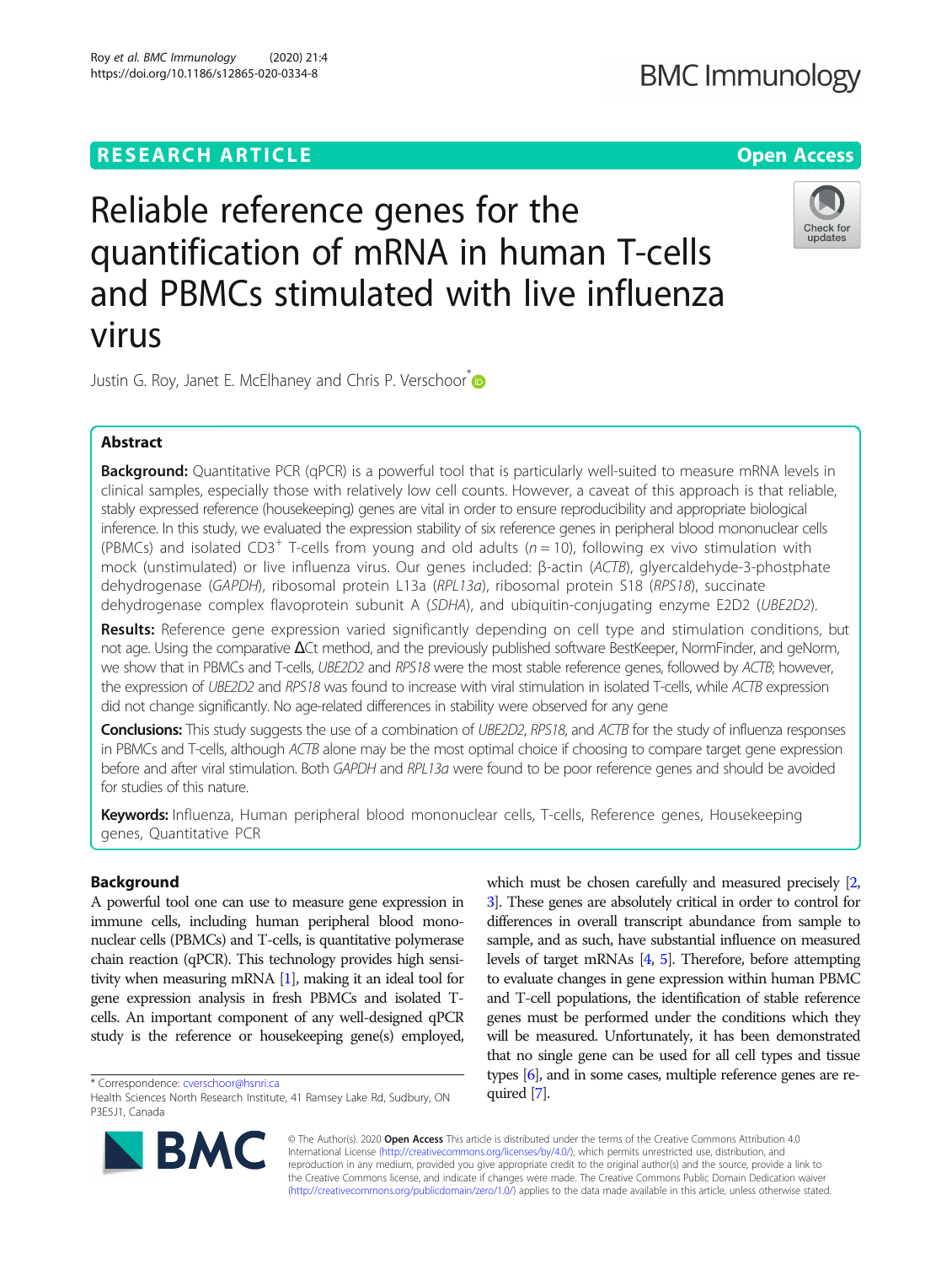RESEARCH ARTICLE

Open Access

# Reliable reference genes for the quantification of mRNA in human T-cells and PBMCs stimulated with live influenza virus

Justin G. Roy, Janet E. McElhaney and Chris P. Verschoor*

## Abstract

**Background:** Quantitative PCR (qPCR) is a powerful tool that is particularly well-suited to measure mRNA levels in clinical samples, especially those with relatively low cell counts. However, a caveat of this approach is that reliable, stably expressed reference (housekeeping) genes are vital in order to ensure reproducibility and appropriate biological inference. In this study, we evaluated the expression stability of six reference genes in peripheral blood mononuclear cells (PBMCs) and isolated $CD3^+$ T-cells from young and old adults ($n = 10$), following ex vivo stimulation with mock (unstimulated) or live influenza virus. Our genes included: β-actin (*ACTB*), glyercaldehyde-3-phostphate dehydrogenase (*GAPDH*), ribosomal protein L13a (*RPL13a*), ribosomal protein S18 (*RPS18*), succinate dehydrogenase complex flavoprotein subunit A (*SDHA*), and ubiquitin-conjugating enzyme E2D2 (*UBE2D2*).

**Results:** Reference gene expression varied significantly depending on cell type and stimulation conditions, but not age. Using the comparative ΔCt method, and the previously published software BestKeeper, NormFinder, and geNorm, we show that in PBMCs and T-cells, *UBE2D2* and *RPS18* were the most stable reference genes, followed by *ACTB*; however, the expression of *UBE2D2* and *RPS18* was found to increase with viral stimulation in isolated T-cells, while *ACTB* expression did not change significantly. No age-related differences in stability were observed for any gene

**Conclusions:** This study suggests the use of a combination of *UBE2D2*, *RPS18*, and *ACTB* for the study of influenza responses in PBMCs and T-cells, although *ACTB* alone may be the most optimal choice if choosing to compare target gene expression before and after viral stimulation. Both *GAPDH* and *RPL13a* were found to be poor reference genes and should be avoided for studies of this nature.

**Keywords:** Influenza, Human peripheral blood mononuclear cells, T-cells, Reference genes, Housekeeping genes, Quantitative PCR

## Background

A powerful tool one can use to measure gene expression in immune cells, including human peripheral blood mononuclear cells (PBMCs) and T-cells, is quantitative polymerase chain reaction (qPCR). This technology provides high sensitivity when measuring mRNA [1], making it an ideal tool for gene expression analysis in fresh PBMCs and isolated T-cells. An important component of any well-designed qPCR study is the reference or housekeeping gene(s) employed, which must be chosen carefully and measured precisely [2, 3]. These genes are absolutely critical in order to control for differences in overall transcript abundance from sample to sample, and as such, have substantial influence on measured levels of target mRNAs [4, 5]. Therefore, before attempting to evaluate changes in gene expression within human PBMC and T-cell populations, the identification of stable reference genes must be performed under the conditions which they will be measured. Unfortunately, it has been demonstrated that no single gene can be used for all cell types and tissue types [6], and in some cases, multiple reference genes are required [7].

* Correspondence: cverschoor@hsnri.ca
Health Sciences North Research Institute, 41 Ramsey Lake Rd, Sudbury, ON P3E5J1, Canada

© The Author(s). 2020 **Open Access** This article is distributed under the terms of the Creative Commons Attribution 4.0 International License (http://creativecommons.org/licenses/by/4.0/), which permits unrestricted use, distribution, and reproduction in any medium, provided you give appropriate credit to the original author(s) and the source, provide a link to the Creative Commons license, and indicate if changes were made. The Creative Commons Public Domain Dedication waiver (http://creativecommons.org/publicdomain/zero/1.0/) applies to the data made available in this article, unless otherwise stated.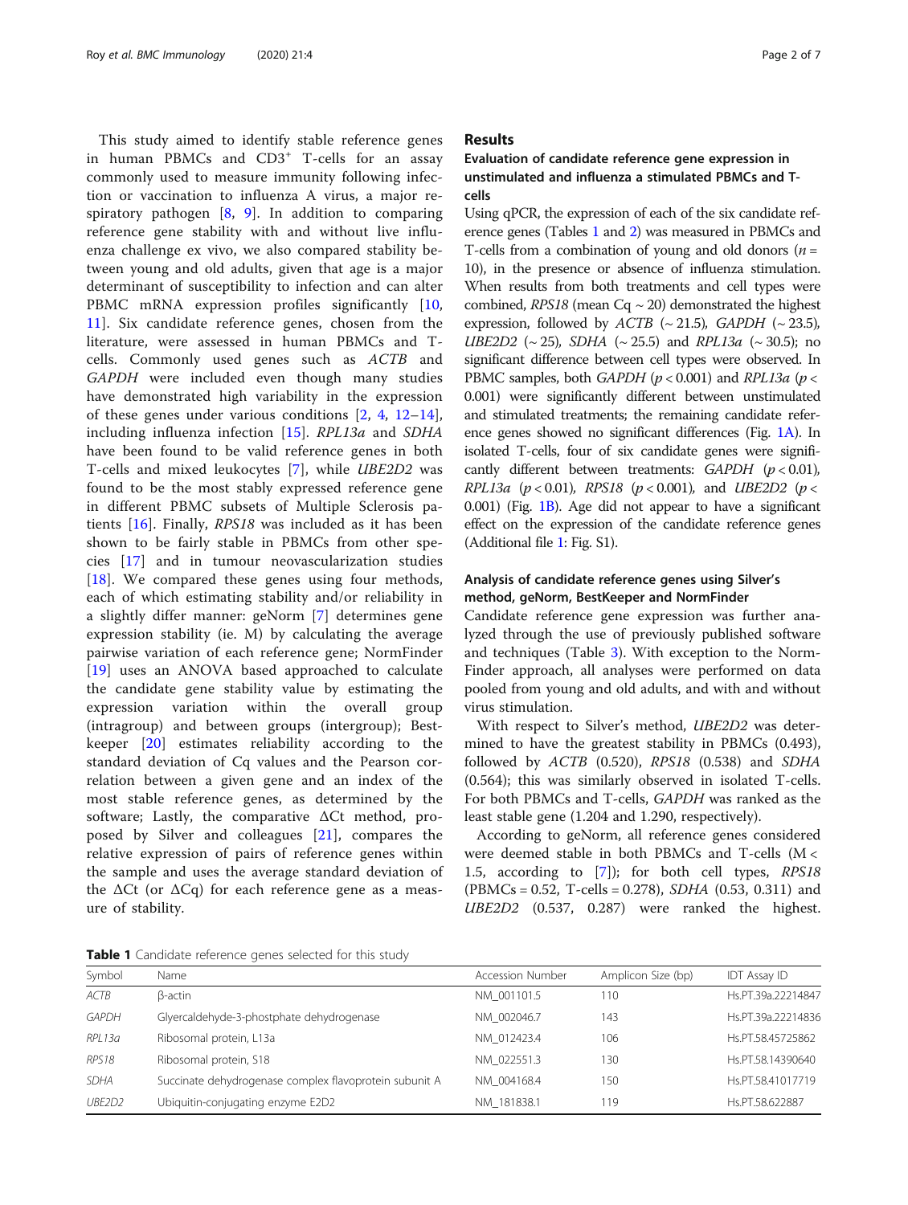This study aimed to identify stable reference genes in human PBMCs and CD3$^{+}$ T-cells for an assay commonly used to measure immunity following infection or vaccination to influenza A virus, a major respiratory pathogen [8, 9]. In addition to comparing reference gene stability with and without live influenza challenge ex vivo, we also compared stability between young and old adults, given that age is a major determinant of susceptibility to infection and can alter PBMC mRNA expression profiles significantly [10, 11]. Six candidate reference genes, chosen from the literature, were assessed in human PBMCs and T-cells. Commonly used genes such as *ACTB* and *GAPDH* were included even though many studies have demonstrated high variability in the expression of these genes under various conditions [2, 4, 12–14], including influenza infection [15]. *RPL13a* and *SDHA* have been found to be valid reference genes in both T-cells and mixed leukocytes [7], while *UBE2D2* was found to be the most stably expressed reference gene in different PBMC subsets of Multiple Sclerosis patients [16]. Finally, *RPS18* was included as it has been shown to be fairly stable in PBMCs from other species [17] and in tumour neovascularization studies [18]. We compared these genes using four methods, each of which estimating stability and/or reliability in a slightly differ manner: geNorm [7] determines gene expression stability (ie. M) by calculating the average pairwise variation of each reference gene; NormFinder [19] uses an ANOVA based approached to calculate the candidate gene stability value by estimating the expression variation within the overall group (intragroup) and between groups (intergroup); Bestkeeper [20] estimates reliability according to the standard deviation of Cq values and the Pearson correlation between a given gene and an index of the most stable reference genes, as determined by the software; Lastly, the comparative ΔCt method, proposed by Silver and colleagues [21], compares the relative expression of pairs of reference genes within the sample and uses the average standard deviation of the ΔCt (or ΔCq) for each reference gene as a measure of stability.

## Results

### Evaluation of candidate reference gene expression in unstimulated and influenza a stimulated PBMCs and T-cells

Using qPCR, the expression of each of the six candidate reference genes (Tables 1 and 2) was measured in PBMCs and T-cells from a combination of young and old donors ($n = 10$), in the presence or absence of influenza stimulation. When results from both treatments and cell types were combined, *RPS18* (mean Cq ~ 20) demonstrated the highest expression, followed by *ACTB* (~ 21.5), *GAPDH* (~ 23.5), *UBE2D2* (~ 25), *SDHA* (~ 25.5) and *RPL13a* (~ 30.5); no significant difference between cell types were observed. In PBMC samples, both *GAPDH* ($p < 0.001$) and *RPL13a* ($p < 0.001$) were significantly different between unstimulated and stimulated treatments; the remaining candidate reference genes showed no significant differences (Fig. 1A). In isolated T-cells, four of six candidate genes were significantly different between treatments: *GAPDH* ($p < 0.01$), *RPL13a* ($p < 0.01$), *RPS18* ($p < 0.001$), and *UBE2D2* ($p < 0.001$) (Fig. 1B). Age did not appear to have a significant effect on the expression of the candidate reference genes (Additional file 1: Fig. S1).

### Analysis of candidate reference genes using Silver's method, geNorm, BestKeeper and NormFinder

Candidate reference gene expression was further analyzed through the use of previously published software and techniques (Table 3). With exception to the NormFinder approach, all analyses were performed on data pooled from young and old adults, and with and without virus stimulation.

With respect to Silver's method, *UBE2D2* was determined to have the greatest stability in PBMCs (0.493), followed by *ACTB* (0.520), *RPS18* (0.538) and *SDHA* (0.564); this was similarly observed in isolated T-cells. For both PBMCs and T-cells, *GAPDH* was ranked as the least stable gene (1.204 and 1.290, respectively).

According to geNorm, all reference genes considered were deemed stable in both PBMCs and T-cells (M < 1.5, according to [7]); for both cell types, *RPS18* (PBMCs = 0.52, T-cells = 0.278), *SDHA* (0.53, 0.311) and *UBE2D2* (0.537, 0.287) were ranked the highest.

**Table 1** Candidate reference genes selected for this study

| Symbol | Name | Accession Number | Amplicon Size (bp) | IDT Assay ID |
|---|---|---|---|---|
| *ACTB* | β-actin | NM_001101.5 | 110 | Hs.PT.39a.22214847 |
| *GAPDH* | Glyercaldehyde-3-phostphate dehydrogenase | NM_002046.7 | 143 | Hs.PT.39a.22214836 |
| *RPL13a* | Ribosomal protein, L13a | NM_012423.4 | 106 | Hs.PT.58.45725862 |
| *RPS18* | Ribosomal protein, S18 | NM_022551.3 | 130 | Hs.PT.58.14390640 |
| *SDHA* | Succinate dehydrogenase complex flavoprotein subunit A | NM_004168.4 | 150 | Hs.PT.58.41017719 |
| *UBE2D2* | Ubiquitin-conjugating enzyme E2D2 | NM_181838.1 | 119 | Hs.PT.58.622887 |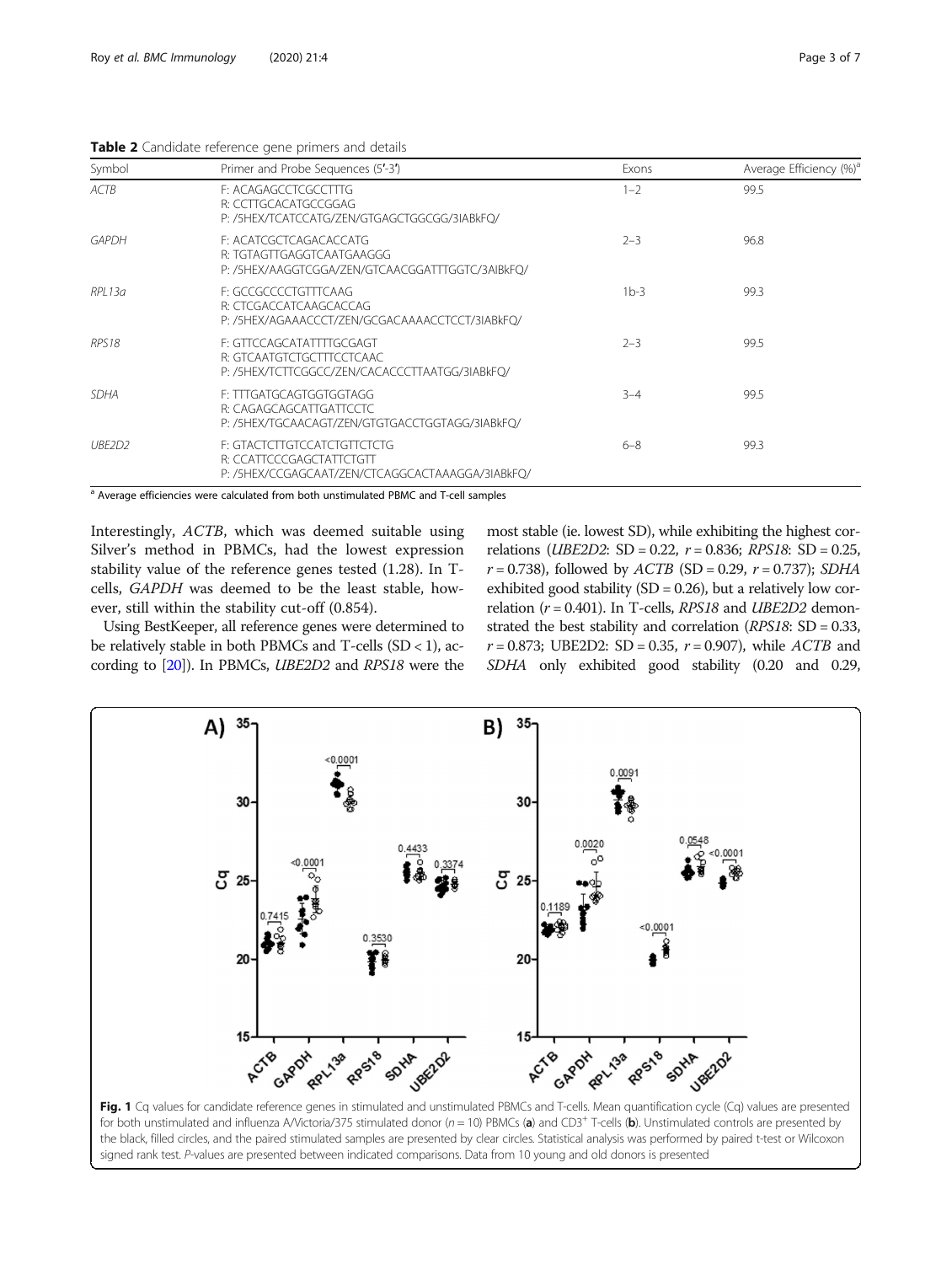**Table 2** Candidate reference gene primers and details

| Symbol | Primer and Probe Sequences (5′-3′) | Exons | Average Efficiency (%)[a] |
|---|---|---|---|
| *ACTB* | F: ACAGAGCCTCGCCTTTG<br>R: CCTTGCACATGCCGGAG<br>P: /5HEX/TCATCCATG/ZEN/GTGAGCTGGCGG/3IABkFQ/ | 1–2 | 99.5 |
| *GAPDH* | F: ACATCGCTCAGACACCATG<br>R: TGTAGTTGAGGTCAATGAAGGG<br>P: /5HEX/AAGGTCGGA/ZEN/GTCAACGGATTTGGTC/3AIBkFQ/ | 2–3 | 96.8 |
| *RPL13a* | F: GCCGCCCCTGTTTCAAG<br>R: CTCGACCATCAAGCACCAG<br>P: /5HEX/AGAAACCCT/ZEN/GCGACAAAACCTCCT/3IABkFQ/ | 1b-3 | 99.3 |
| *RPS18* | F: GTTCCAGCATATTTTGCGAGT<br>R: GTCAATGTCTGCTTTCCTCAAC<br>P: /5HEX/TCTTCGGCC/ZEN/CACACCCTTAATGG/3IABkFQ/ | 2–3 | 99.5 |
| *SDHA* | F: TTTGATGCAGTGGTGGTAGG<br>R: CAGAGCAGCATTGATTCCTC<br>P: /5HEX/TGCAACAGT/ZEN/GTGTGACCTGGTAGG/3IABkFQ/ | 3–4 | 99.5 |
| *UBE2D2* | F: GTACTCTTGTCCATCTGTTCTCTG<br>R: CCATTCCCGAGCTATTCTGTT<br>P: /5HEX/CCGAGCAAT/ZEN/CTCAGGCACTAAAGGA/3IABkFQ/ | 6–8 | 99.3 |

[a] Average efficiencies were calculated from both unstimulated PBMC and T-cell samples

Interestingly, *ACTB*, which was deemed suitable using Silver's method in PBMCs, had the lowest expression stability value of the reference genes tested (1.28). In T-cells, *GAPDH* was deemed to be the least stable, however, still within the stability cut-off (0.854).

Using BestKeeper, all reference genes were determined to be relatively stable in both PBMCs and T-cells (SD < 1), according to [20]). In PBMCs, *UBE2D2* and *RPS18* were the most stable (ie. lowest SD), while exhibiting the highest correlations (*UBE2D2*: SD = 0.22, $r = 0.836$; *RPS18*: SD = 0.25, $r = 0.738$), followed by *ACTB* (SD = 0.29, $r = 0.737$); *SDHA* exhibited good stability (SD = 0.26), but a relatively low correlation ($r = 0.401$). In T-cells, *RPS18* and *UBE2D2* demonstrated the best stability and correlation (*RPS18*: SD = 0.33, $r = 0.873$; UBE2D2: SD = 0.35, $r = 0.907$), while *ACTB* and *SDHA* only exhibited good stability (0.20 and 0.29,

**Fig. 1** Cq values for candidate reference genes in stimulated and unstimulated PBMCs and T-cells. Mean quantification cycle (Cq) values are presented for both unstimulated and influenza A/Victoria/375 stimulated donor ($n = 10$) PBMCs (**a**) and CD3[+] T-cells (**b**). Unstimulated controls are presented by the black, filled circles, and the paired stimulated samples are presented by clear circles. Statistical analysis was performed by paired t-test or Wilcoxon signed rank test. *P*-values are presented between indicated comparisons. Data from 10 young and old donors is presented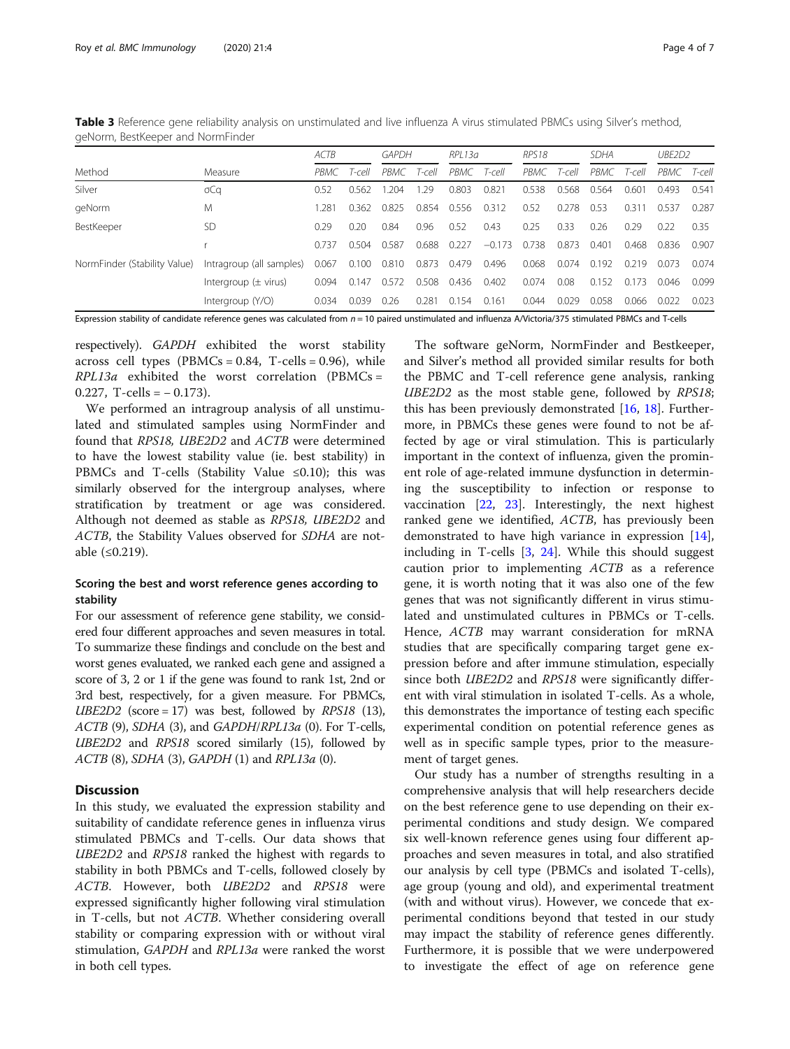**Table 3** Reference gene reliability analysis on unstimulated and live influenza A virus stimulated PBMCs using Silver's method, geNorm, BestKeeper and NormFinder

| Method | Measure | *ACTB* | | *GAPDH* | | *RPL13a* | | *RPS18* | | *SDHA* | | *UBE2D2* | |
|---|---|---|---|---|---|---|---|---|---|---|---|---|---|
| | | *PBMC* | *T-cell* | *PBMC* | *T-cell* | *PBMC* | *T-cell* | *PBMC* | *T-cell* | *PBMC* | *T-cell* | *PBMC* | *T-cell* |
| Silver | σCq | 0.52 | 0.562 | 1.204 | 1.29 | 0.803 | 0.821 | 0.538 | 0.568 | 0.564 | 0.601 | 0.493 | 0.541 |
| geNorm | M | 1.281 | 0.362 | 0.825 | 0.854 | 0.556 | 0.312 | 0.52 | 0.278 | 0.53 | 0.311 | 0.537 | 0.287 |
| BestKeeper | SD | 0.29 | 0.20 | 0.84 | 0.96 | 0.52 | 0.43 | 0.25 | 0.33 | 0.26 | 0.29 | 0.22 | 0.35 |
| | r | 0.737 | 0.504 | 0.587 | 0.688 | 0.227 | −0.173 | 0.738 | 0.873 | 0.401 | 0.468 | 0.836 | 0.907 |
| NormFinder (Stability Value) | Intragroup (all samples) | 0.067 | 0.100 | 0.810 | 0.873 | 0.479 | 0.496 | 0.068 | 0.074 | 0.192 | 0.219 | 0.073 | 0.074 |
| | Intergroup (± virus) | 0.094 | 0.147 | 0.572 | 0.508 | 0.436 | 0.402 | 0.074 | 0.08 | 0.152 | 0.173 | 0.046 | 0.099 |
| | Intergroup (Y/O) | 0.034 | 0.039 | 0.26 | 0.281 | 0.154 | 0.161 | 0.044 | 0.029 | 0.058 | 0.066 | 0.022 | 0.023 |

Expression stability of candidate reference genes was calculated from $n = 10$ paired unstimulated and influenza A/Victoria/375 stimulated PBMCs and T-cells

respectively). *GAPDH* exhibited the worst stability across cell types (PBMCs = 0.84, T-cells = 0.96), while *RPL13a* exhibited the worst correlation (PBMCs = 0.227, T-cells = − 0.173).

We performed an intragroup analysis of all unstimulated and stimulated samples using NormFinder and found that *RPS18, UBE2D2* and *ACTB* were determined to have the lowest stability value (ie. best stability) in PBMCs and T-cells (Stability Value ≤0.10); this was similarly observed for the intergroup analyses, where stratification by treatment or age was considered. Although not deemed as stable as *RPS18, UBE2D2* and *ACTB*, the Stability Values observed for *SDHA* are notable (≤0.219).

### Scoring the best and worst reference genes according to stability

For our assessment of reference gene stability, we considered four different approaches and seven measures in total. To summarize these findings and conclude on the best and worst genes evaluated, we ranked each gene and assigned a score of 3, 2 or 1 if the gene was found to rank 1st, 2nd or 3rd best, respectively, for a given measure. For PBMCs, *UBE2D2* (score = 17) was best, followed by *RPS18* (13), *ACTB* (9), *SDHA* (3), and *GAPDH*/*RPL13a* (0). For T-cells, *UBE2D2* and *RPS18* scored similarly (15), followed by *ACTB* (8), *SDHA* (3), *GAPDH* (1) and *RPL13a* (0).

## Discussion

In this study, we evaluated the expression stability and suitability of candidate reference genes in influenza virus stimulated PBMCs and T-cells. Our data shows that *UBE2D2* and *RPS18* ranked the highest with regards to stability in both PBMCs and T-cells, followed closely by *ACTB*. However, both *UBE2D2* and *RPS18* were expressed significantly higher following viral stimulation in T-cells, but not *ACTB*. Whether considering overall stability or comparing expression with or without viral stimulation, *GAPDH* and *RPL13a* were ranked the worst in both cell types.

The software geNorm, NormFinder and Bestkeeper, and Silver's method all provided similar results for both the PBMC and T-cell reference gene analysis, ranking *UBE2D2* as the most stable gene, followed by *RPS18*; this has been previously demonstrated [16, 18]. Furthermore, in PBMCs these genes were found to not be affected by age or viral stimulation. This is particularly important in the context of influenza, given the prominent role of age-related immune dysfunction in determining the susceptibility to infection or response to vaccination [22, 23]. Interestingly, the next highest ranked gene we identified, *ACTB*, has previously been demonstrated to have high variance in expression [14], including in T-cells [3, 24]. While this should suggest caution prior to implementing *ACTB* as a reference gene, it is worth noting that it was also one of the few genes that was not significantly different in virus stimulated and unstimulated cultures in PBMCs or T-cells. Hence, *ACTB* may warrant consideration for mRNA studies that are specifically comparing target gene expression before and after immune stimulation, especially since both *UBE2D2* and *RPS18* were significantly different with viral stimulation in isolated T-cells. As a whole, this demonstrates the importance of testing each specific experimental condition on potential reference genes as well as in specific sample types, prior to the measurement of target genes.

Our study has a number of strengths resulting in a comprehensive analysis that will help researchers decide on the best reference gene to use depending on their experimental conditions and study design. We compared six well-known reference genes using four different approaches and seven measures in total, and also stratified our analysis by cell type (PBMCs and isolated T-cells), age group (young and old), and experimental treatment (with and without virus). However, we concede that experimental conditions beyond that tested in our study may impact the stability of reference genes differently. Furthermore, it is possible that we were underpowered to investigate the effect of age on reference gene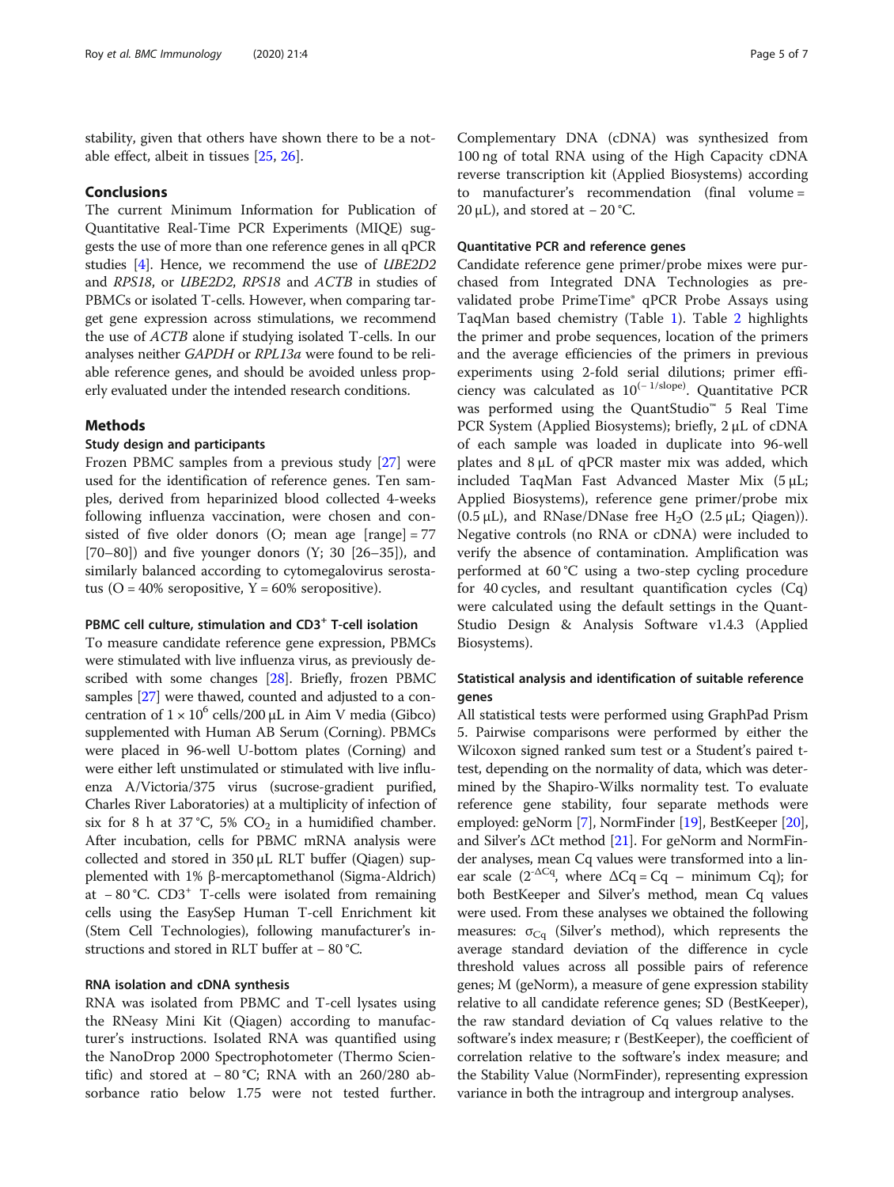stability, given that others have shown there to be a notable effect, albeit in tissues [25, 26].

## Conclusions

The current Minimum Information for Publication of Quantitative Real-Time PCR Experiments (MIQE) suggests the use of more than one reference genes in all qPCR studies [4]. Hence, we recommend the use of *UBE2D2* and *RPS18*, or *UBE2D2*, *RPS18* and *ACTB* in studies of PBMCs or isolated T-cells. However, when comparing target gene expression across stimulations, we recommend the use of *ACTB* alone if studying isolated T-cells. In our analyses neither *GAPDH* or *RPL13a* were found to be reliable reference genes, and should be avoided unless properly evaluated under the intended research conditions.

## Methods

### Study design and participants

Frozen PBMC samples from a previous study [27] were used for the identification of reference genes. Ten samples, derived from heparinized blood collected 4-weeks following influenza vaccination, were chosen and consisted of five older donors (O; mean age [range] = 77 [70–80]) and five younger donors (Y; 30 [26–35]), and similarly balanced according to cytomegalovirus serostatus (O = 40% seropositive, Y = 60% seropositive).

### PBMC cell culture, stimulation and CD3[+] T-cell isolation

To measure candidate reference gene expression, PBMCs were stimulated with live influenza virus, as previously described with some changes [28]. Briefly, frozen PBMC samples [27] were thawed, counted and adjusted to a concentration of $1 \times 10^6$ cells/200 μL in Aim V media (Gibco) supplemented with Human AB Serum (Corning). PBMCs were placed in 96-well U-bottom plates (Corning) and were either left unstimulated or stimulated with live influenza A/Victoria/375 virus (sucrose-gradient purified, Charles River Laboratories) at a multiplicity of infection of six for 8 h at 37 °C, 5% $CO_2$ in a humidified chamber. After incubation, cells for PBMC mRNA analysis were collected and stored in 350 μL RLT buffer (Qiagen) supplemented with 1% β-mercaptomethanol (Sigma-Aldrich) at − 80 °C. CD3[+] T-cells were isolated from remaining cells using the EasySep Human T-cell Enrichment kit (Stem Cell Technologies), following manufacturer's instructions and stored in RLT buffer at − 80 °C.

### RNA isolation and cDNA synthesis

RNA was isolated from PBMC and T-cell lysates using the RNeasy Mini Kit (Qiagen) according to manufacturer's instructions. Isolated RNA was quantified using the NanoDrop 2000 Spectrophotometer (Thermo Scientific) and stored at − 80 °C; RNA with an 260/280 absorbance ratio below 1.75 were not tested further. Complementary DNA (cDNA) was synthesized from 100 ng of total RNA using of the High Capacity cDNA reverse transcription kit (Applied Biosystems) according to manufacturer's recommendation (final volume = 20 μL), and stored at − 20 °C.

### Quantitative PCR and reference genes

Candidate reference gene primer/probe mixes were purchased from Integrated DNA Technologies as prevalidated probe PrimeTime® qPCR Probe Assays using TaqMan based chemistry (Table 1). Table 2 highlights the primer and probe sequences, location of the primers and the average efficiencies of the primers in previous experiments using 2-fold serial dilutions; primer efficiency was calculated as $10^{(-1/\text{slope})}$. Quantitative PCR was performed using the QuantStudio™ 5 Real Time PCR System (Applied Biosystems); briefly, 2 μL of cDNA of each sample was loaded in duplicate into 96-well plates and 8 μL of qPCR master mix was added, which included TaqMan Fast Advanced Master Mix (5 μL; Applied Biosystems), reference gene primer/probe mix (0.5 μL), and RNase/DNase free $H_2O$ (2.5 μL; Qiagen)). Negative controls (no RNA or cDNA) were included to verify the absence of contamination. Amplification was performed at 60 °C using a two-step cycling procedure for 40 cycles, and resultant quantification cycles (Cq) were calculated using the default settings in the QuantStudio Design & Analysis Software v1.4.3 (Applied Biosystems).

### Statistical analysis and identification of suitable reference genes

All statistical tests were performed using GraphPad Prism 5. Pairwise comparisons were performed by either the Wilcoxon signed ranked sum test or a Student's paired t-test, depending on the normality of data, which was determined by the Shapiro-Wilks normality test. To evaluate reference gene stability, four separate methods were employed: geNorm [7], NormFinder [19], BestKeeper [20], and Silver's ΔCt method [21]. For geNorm and NormFinder analyses, mean Cq values were transformed into a linear scale ($2^{-\Delta Cq}$, where $\Delta Cq = Cq - \text{minimum } Cq$); for both BestKeeper and Silver's method, mean Cq values were used. From these analyses we obtained the following measures: $\sigma_{Cq}$ (Silver's method), which represents the average standard deviation of the difference in cycle threshold values across all possible pairs of reference genes; M (geNorm), a measure of gene expression stability relative to all candidate reference genes; SD (BestKeeper), the raw standard deviation of Cq values relative to the software's index measure; r (BestKeeper), the coefficient of correlation relative to the software's index measure; and the Stability Value (NormFinder), representing expression variance in both the intragroup and intergroup analyses.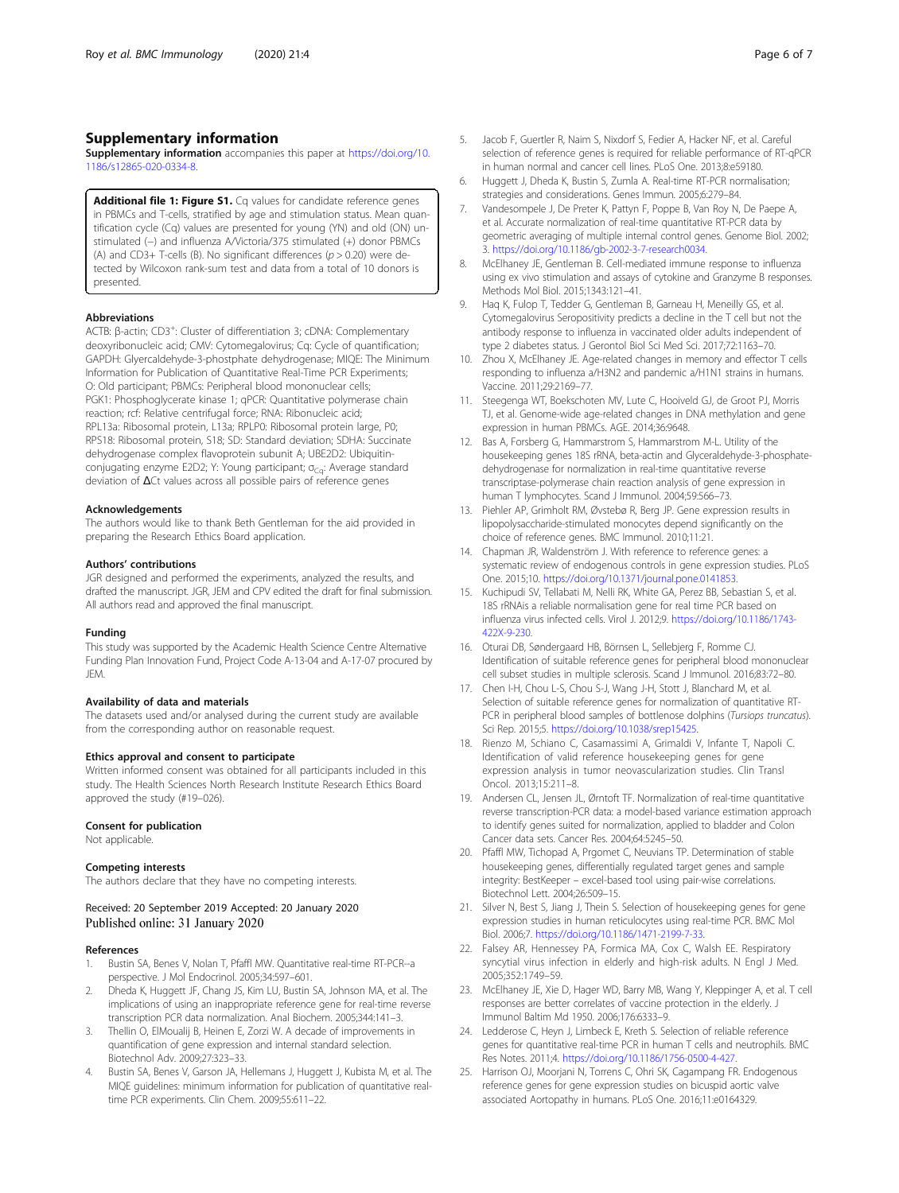## Supplementary information

**Supplementary information** accompanies this paper at https://doi.org/10.1186/s12865-020-0334-8.

> **Additional file 1: Figure S1.** Cq values for candidate reference genes in PBMCs and T-cells, stratified by age and stimulation status. Mean quantification cycle (Cq) values are presented for young (YN) and old (ON) unstimulated (−) and influenza A/Victoria/375 stimulated (+) donor PBMCs (A) and CD3+ T-cells (B). No significant differences ($p > 0.20$) were detected by Wilcoxon rank-sum test and data from a total of 10 donors is presented.

### Abbreviations

ACTB: β-actin; $CD3^{+}$: Cluster of differentiation 3; cDNA: Complementary deoxyribonucleic acid; CMV: Cytomegalovirus; Cq: Cycle of quantification; GAPDH: Glyercaldehyde-3-phostphate dehydrogenase; MIQE: The Minimum Information for Publication of Quantitative Real-Time PCR Experiments; O: Old participant; PBMCs: Peripheral blood mononuclear cells; PGK1: Phosphoglycerate kinase 1; qPCR: Quantitative polymerase chain reaction; rcf: Relative centrifugal force; RNA: Ribonucleic acid; RPL13a: Ribosomal protein, L13a; RPLP0: Ribosomal protein large, P0; RPS18: Ribosomal protein, S18; SD: Standard deviation; SDHA: Succinate dehydrogenase complex flavoprotein subunit A; UBE2D2: Ubiquitin-conjugating enzyme E2D2; Y: Young participant; $\sigma_{Cq}$: Average standard deviation of ΔCt values across all possible pairs of reference genes

### Acknowledgements

The authors would like to thank Beth Gentleman for the aid provided in preparing the Research Ethics Board application.

### Authors' contributions

JGR designed and performed the experiments, analyzed the results, and drafted the manuscript. JGR, JEM and CPV edited the draft for final submission. All authors read and approved the final manuscript.

### Funding

This study was supported by the Academic Health Science Centre Alternative Funding Plan Innovation Fund, Project Code A-13-04 and A-17-07 procured by JEM.

### Availability of data and materials

The datasets used and/or analysed during the current study are available from the corresponding author on reasonable request.

### Ethics approval and consent to participate

Written informed consent was obtained for all participants included in this study. The Health Sciences North Research Institute Research Ethics Board approved the study (#19–026).

### Consent for publication

Not applicable.

### Competing interests

The authors declare that they have no competing interests.

Received: 20 September 2019 Accepted: 20 January 2020
Published online: 31 January 2020

### References

1. Bustin SA, Benes V, Nolan T, Pfaffl MW. Quantitative real-time RT-PCR--a perspective. J Mol Endocrinol. 2005;34:597–601.
2. Dheda K, Huggett JF, Chang JS, Kim LU, Bustin SA, Johnson MA, et al. The implications of using an inappropriate reference gene for real-time reverse transcription PCR data normalization. Anal Biochem. 2005;344:141–3.
3. Thellin O, ElMoualij B, Heinen E, Zorzi W. A decade of improvements in quantification of gene expression and internal standard selection. Biotechnol Adv. 2009;27:323–33.
4. Bustin SA, Benes V, Garson JA, Hellemans J, Huggett J, Kubista M, et al. The MIQE guidelines: minimum information for publication of quantitative real-time PCR experiments. Clin Chem. 2009;55:611–22.
5. Jacob F, Guertler R, Naim S, Nixdorf S, Fedier A, Hacker NF, et al. Careful selection of reference genes is required for reliable performance of RT-qPCR in human normal and cancer cell lines. PLoS One. 2013;8:e59180.
6. Huggett J, Dheda K, Bustin S, Zumla A. Real-time RT-PCR normalisation; strategies and considerations. Genes Immun. 2005;6:279–84.
7. Vandesompele J, De Preter K, Pattyn F, Poppe B, Van Roy N, De Paepe A, et al. Accurate normalization of real-time quantitative RT-PCR data by geometric averaging of multiple internal control genes. Genome Biol. 2002;3. https://doi.org/10.1186/gb-2002-3-7-research0034.
8. McElhaney JE, Gentleman B. Cell-mediated immune response to influenza using ex vivo stimulation and assays of cytokine and Granzyme B responses. Methods Mol Biol. 2015;1343:121–41.
9. Haq K, Fulop T, Tedder G, Gentleman B, Garneau H, Meneilly GS, et al. Cytomegalovirus Seropositivity predicts a decline in the T cell but not the antibody response to influenza in vaccinated older adults independent of type 2 diabetes status. J Gerontol Biol Sci Med Sci. 2017;72:1163–70.
10. Zhou X, McElhaney JE. Age-related changes in memory and effector T cells responding to influenza a/H3N2 and pandemic a/H1N1 strains in humans. Vaccine. 2011;29:2169–77.
11. Steegenga WT, Boekschoten MV, Lute C, Hooiveld GJ, de Groot PJ, Morris TJ, et al. Genome-wide age-related changes in DNA methylation and gene expression in human PBMCs. AGE. 2014;36:9648.
12. Bas A, Forsberg G, Hammarstrom S, Hammarstrom M-L. Utility of the housekeeping genes 18S rRNA, beta-actin and Glyceraldehyde-3-phosphate-dehydrogenase for normalization in real-time quantitative reverse transcriptase-polymerase chain reaction analysis of gene expression in human T lymphocytes. Scand J Immunol. 2004;59:566–73.
13. Piehler AP, Grimholt RM, Øvstebø R, Berg JP. Gene expression results in lipopolysaccharide-stimulated monocytes depend significantly on the choice of reference genes. BMC Immunol. 2010;11:21.
14. Chapman JR, Waldenström J. With reference to reference genes: a systematic review of endogenous controls in gene expression studies. PLoS One. 2015;10. https://doi.org/10.1371/journal.pone.0141853.
15. Kuchipudi SV, Tellabati M, Nelli RK, White GA, Perez BB, Sebastian S, et al. 18S rRNAis a reliable normalisation gene for real time PCR based on influenza virus infected cells. Virol J. 2012;9. https://doi.org/10.1186/1743-422X-9-230.
16. Oturai DB, Søndergaard HB, Börnsen L, Sellebjerg F, Romme CJ. Identification of suitable reference genes for peripheral blood mononuclear cell subset studies in multiple sclerosis. Scand J Immunol. 2016;83:72–80.
17. Chen I-H, Chou L-S, Chou S-J, Wang J-H, Stott J, Blanchard M, et al. Selection of suitable reference genes for normalization of quantitative RT-PCR in peripheral blood samples of bottlenose dolphins (*Tursiops truncatus*). Sci Rep. 2015;5. https://doi.org/10.1038/srep15425.
18. Rienzo M, Schiano C, Casamassimi A, Grimaldi V, Infante T, Napoli C. Identification of valid reference housekeeping genes for gene expression analysis in tumor neovascularization studies. Clin Transl Oncol. 2013;15:211–8.
19. Andersen CL, Jensen JL, Ørntoft TF. Normalization of real-time quantitative reverse transcription-PCR data: a model-based variance estimation approach to identify genes suited for normalization, applied to bladder and Colon Cancer data sets. Cancer Res. 2004;64:5245–50.
20. Pfaffl MW, Tichopad A, Prgomet C, Neuvians TP. Determination of stable housekeeping genes, differentially regulated target genes and sample integrity: BestKeeper – excel-based tool using pair-wise correlations. Biotechnol Lett. 2004;26:509–15.
21. Silver N, Best S, Jiang J, Thein S. Selection of housekeeping genes for gene expression studies in human reticulocytes using real-time PCR. BMC Mol Biol. 2006;7. https://doi.org/10.1186/1471-2199-7-33.
22. Falsey AR, Hennessey PA, Formica MA, Cox C, Walsh EE. Respiratory syncytial virus infection in elderly and high-risk adults. N Engl J Med. 2005;352:1749–59.
23. McElhaney JE, Xie D, Hager WD, Barry MB, Wang Y, Kleppinger A, et al. T cell responses are better correlates of vaccine protection in the elderly. J Immunol Baltim Md 1950. 2006;176:6333–9.
24. Ledderose C, Heyn J, Limbeck E, Kreth S. Selection of reliable reference genes for quantitative real-time PCR in human T cells and neutrophils. BMC Res Notes. 2011;4. https://doi.org/10.1186/1756-0500-4-427.
25. Harrison OJ, Moorjani N, Torrens C, Ohri SK, Cagampang FR. Endogenous reference genes for gene expression studies on bicuspid aortic valve associated Aortopathy in humans. PLoS One. 2016;11:e0164329.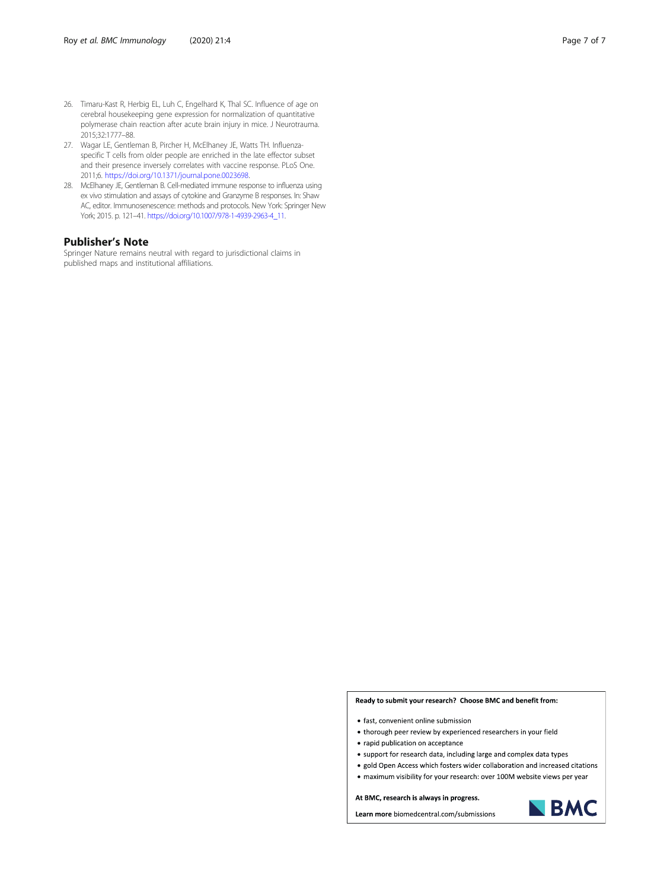26. Timaru-Kast R, Herbig EL, Luh C, Engelhard K, Thal SC. Influence of age on cerebral housekeeping gene expression for normalization of quantitative polymerase chain reaction after acute brain injury in mice. J Neurotrauma. 2015;32:1777–88.
27. Wagar LE, Gentleman B, Pircher H, McElhaney JE, Watts TH. Influenza-specific T cells from older people are enriched in the late effector subset and their presence inversely correlates with vaccine response. PLoS One. 2011;6. https://doi.org/10.1371/journal.pone.0023698.
28. McElhaney JE, Gentleman B. Cell-mediated immune response to influenza using ex vivo stimulation and assays of cytokine and Granzyme B responses. In: Shaw AC, editor. Immunosenescence: methods and protocols. New York: Springer New York; 2015. p. 121–41. https://doi.org/10.1007/978-1-4939-2963-4_11.

## Publisher's Note

Springer Nature remains neutral with regard to jurisdictional claims in published maps and institutional affiliations.

**Ready to submit your research? Choose BMC and benefit from:**

- fast, convenient online submission
- thorough peer review by experienced researchers in your field
- rapid publication on acceptance
- support for research data, including large and complex data types
- gold Open Access which fosters wider collaboration and increased citations
- maximum visibility for your research: over 100M website views per year

**At BMC, research is always in progress.**

**Learn more** biomedcentral.com/submissions

BMC